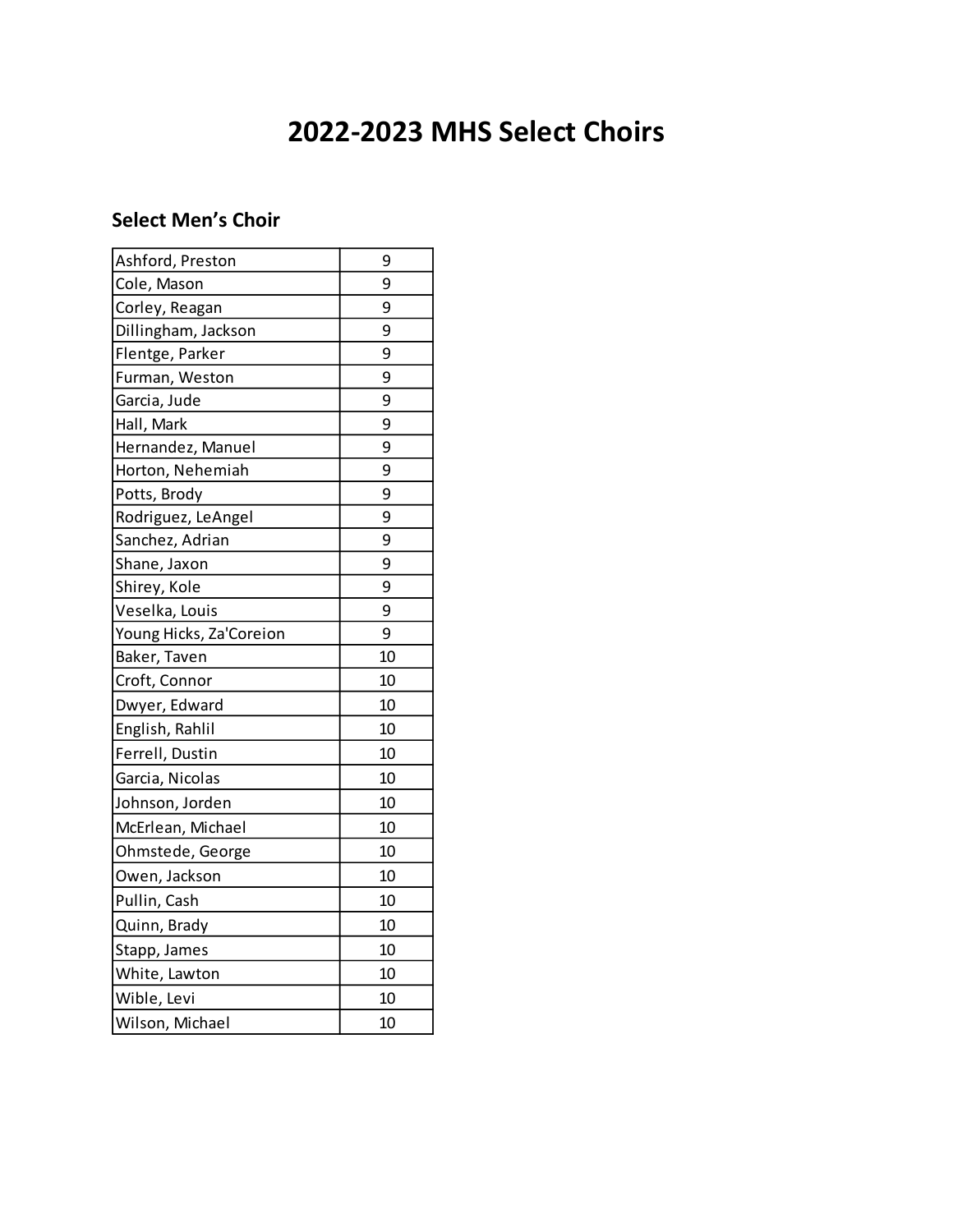# 2022-2023 MHS Select Choirs

## Select Men's Choir

| | |
|---|---|
| Ashford, Preston | 9 |
| Cole, Mason | 9 |
| Corley, Reagan | 9 |
| Dillingham, Jackson | 9 |
| Flentge, Parker | 9 |
| Furman, Weston | 9 |
| Garcia, Jude | 9 |
| Hall, Mark | 9 |
| Hernandez, Manuel | 9 |
| Horton, Nehemiah | 9 |
| Potts, Brody | 9 |
| Rodriguez, LeAngel | 9 |
| Sanchez, Adrian | 9 |
| Shane, Jaxon | 9 |
| Shirey, Kole | 9 |
| Veselka, Louis | 9 |
| Young Hicks, Za'Coreion | 9 |
| Baker, Taven | 10 |
| Croft, Connor | 10 |
| Dwyer, Edward | 10 |
| English, Rahlil | 10 |
| Ferrell, Dustin | 10 |
| Garcia, Nicolas | 10 |
| Johnson, Jorden | 10 |
| McErlean, Michael | 10 |
| Ohmstede, George | 10 |
| Owen, Jackson | 10 |
| Pullin, Cash | 10 |
| Quinn, Brady | 10 |
| Stapp, James | 10 |
| White, Lawton | 10 |
| Wible, Levi | 10 |
| Wilson, Michael | 10 |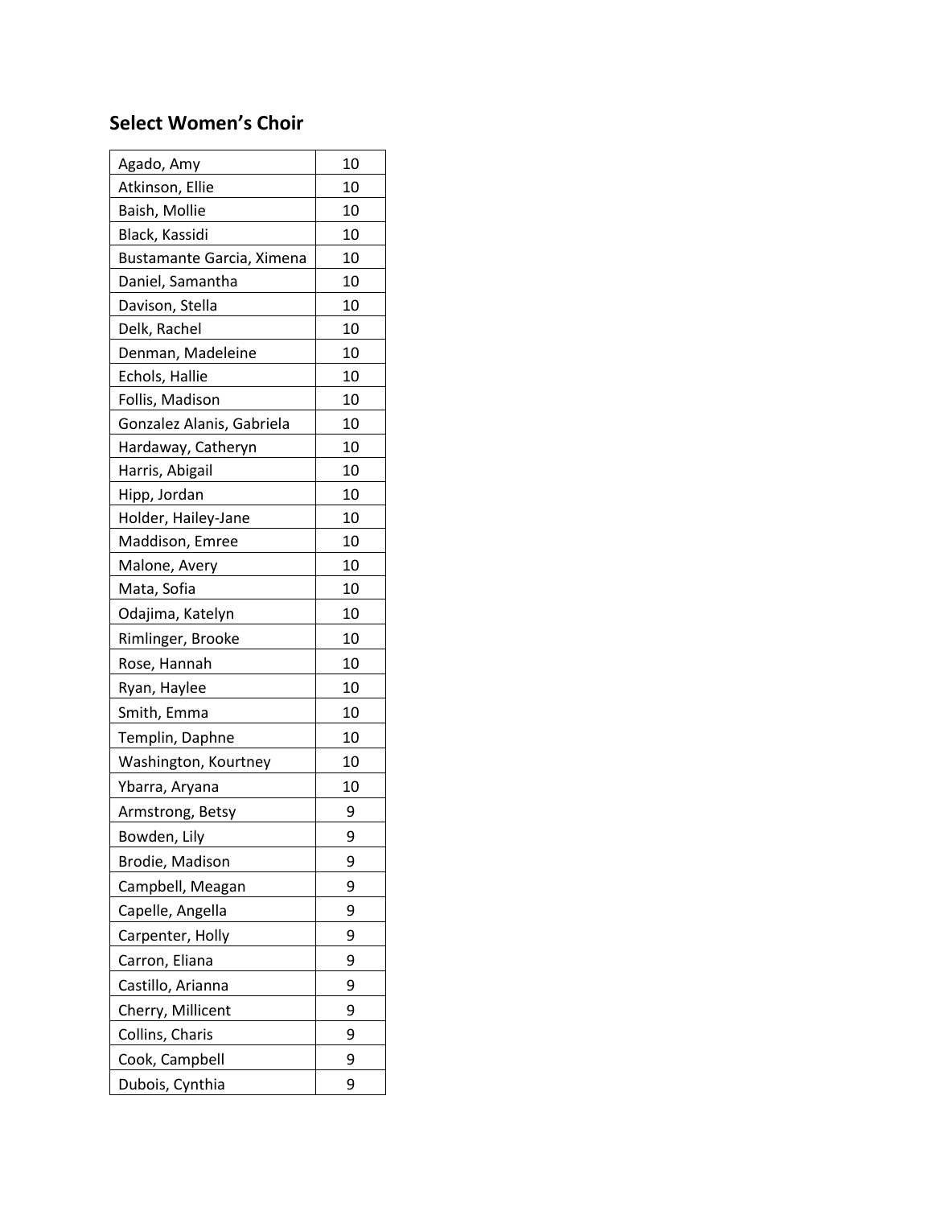## Select Women's Choir

| | |
|---|---|
| Agado, Amy | 10 |
| Atkinson, Ellie | 10 |
| Baish, Mollie | 10 |
| Black, Kassidi | 10 |
| Bustamante Garcia, Ximena | 10 |
| Daniel, Samantha | 10 |
| Davison, Stella | 10 |
| Delk, Rachel | 10 |
| Denman, Madeleine | 10 |
| Echols, Hallie | 10 |
| Follis, Madison | 10 |
| Gonzalez Alanis, Gabriela | 10 |
| Hardaway, Catheryn | 10 |
| Harris, Abigail | 10 |
| Hipp, Jordan | 10 |
| Holder, Hailey-Jane | 10 |
| Maddison, Emree | 10 |
| Malone, Avery | 10 |
| Mata, Sofia | 10 |
| Odajima, Katelyn | 10 |
| Rimlinger, Brooke | 10 |
| Rose, Hannah | 10 |
| Ryan, Haylee | 10 |
| Smith, Emma | 10 |
| Templin, Daphne | 10 |
| Washington, Kourtney | 10 |
| Ybarra, Aryana | 10 |
| Armstrong, Betsy | 9 |
| Bowden, Lily | 9 |
| Brodie, Madison | 9 |
| Campbell, Meagan | 9 |
| Capelle, Angella | 9 |
| Carpenter, Holly | 9 |
| Carron, Eliana | 9 |
| Castillo, Arianna | 9 |
| Cherry, Millicent | 9 |
| Collins, Charis | 9 |
| Cook, Campbell | 9 |
| Dubois, Cynthia | 9 |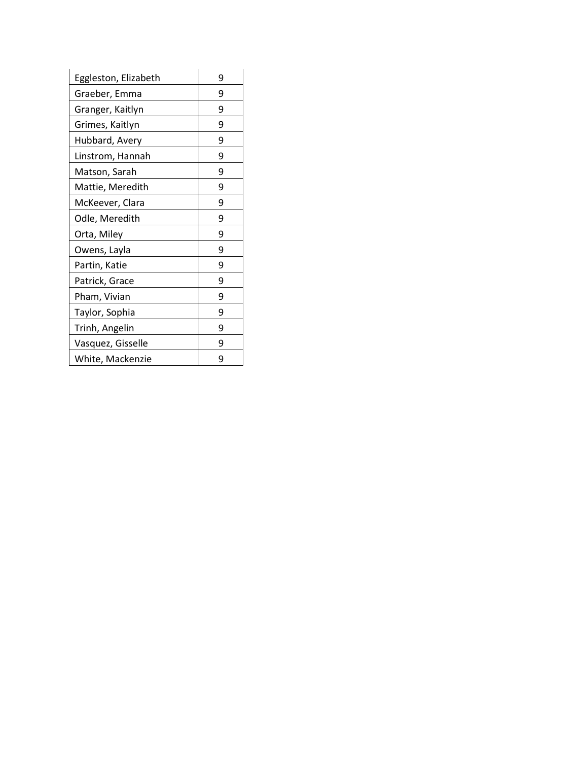| | |
|---|---|
| Eggleston, Elizabeth | 9 |
| Graeber, Emma | 9 |
| Granger, Kaitlyn | 9 |
| Grimes, Kaitlyn | 9 |
| Hubbard, Avery | 9 |
| Linstrom, Hannah | 9 |
| Matson, Sarah | 9 |
| Mattie, Meredith | 9 |
| McKeever, Clara | 9 |
| Odle, Meredith | 9 |
| Orta, Miley | 9 |
| Owens, Layla | 9 |
| Partin, Katie | 9 |
| Patrick, Grace | 9 |
| Pham, Vivian | 9 |
| Taylor, Sophia | 9 |
| Trinh, Angelin | 9 |
| Vasquez, Gisselle | 9 |
| White, Mackenzie | 9 |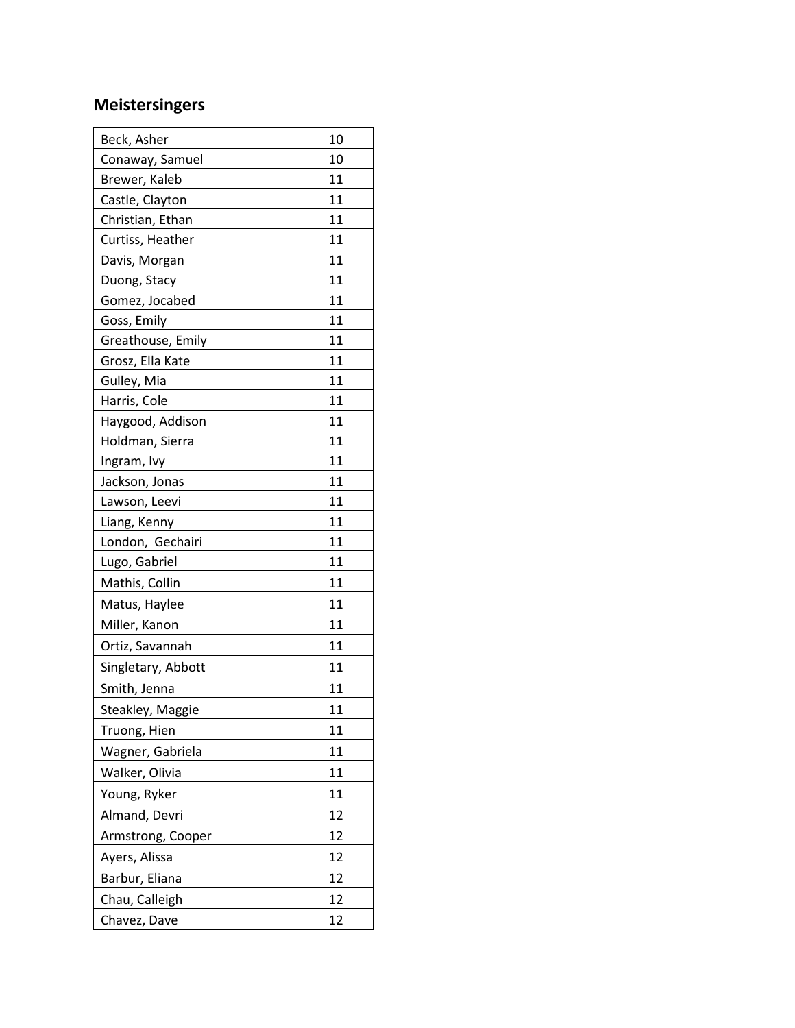## Meistersingers

| | |
|---|---|
| Beck, Asher | 10 |
| Conaway, Samuel | 10 |
| Brewer, Kaleb | 11 |
| Castle, Clayton | 11 |
| Christian, Ethan | 11 |
| Curtiss, Heather | 11 |
| Davis, Morgan | 11 |
| Duong, Stacy | 11 |
| Gomez, Jocabed | 11 |
| Goss, Emily | 11 |
| Greathouse, Emily | 11 |
| Grosz, Ella Kate | 11 |
| Gulley, Mia | 11 |
| Harris, Cole | 11 |
| Haygood, Addison | 11 |
| Holdman, Sierra | 11 |
| Ingram, Ivy | 11 |
| Jackson, Jonas | 11 |
| Lawson, Leevi | 11 |
| Liang, Kenny | 11 |
| London, Gechairi | 11 |
| Lugo, Gabriel | 11 |
| Mathis, Collin | 11 |
| Matus, Haylee | 11 |
| Miller, Kanon | 11 |
| Ortiz, Savannah | 11 |
| Singletary, Abbott | 11 |
| Smith, Jenna | 11 |
| Steakley, Maggie | 11 |
| Truong, Hien | 11 |
| Wagner, Gabriela | 11 |
| Walker, Olivia | 11 |
| Young, Ryker | 11 |
| Almand, Devri | 12 |
| Armstrong, Cooper | 12 |
| Ayers, Alissa | 12 |
| Barbur, Eliana | 12 |
| Chau, Calleigh | 12 |
| Chavez, Dave | 12 |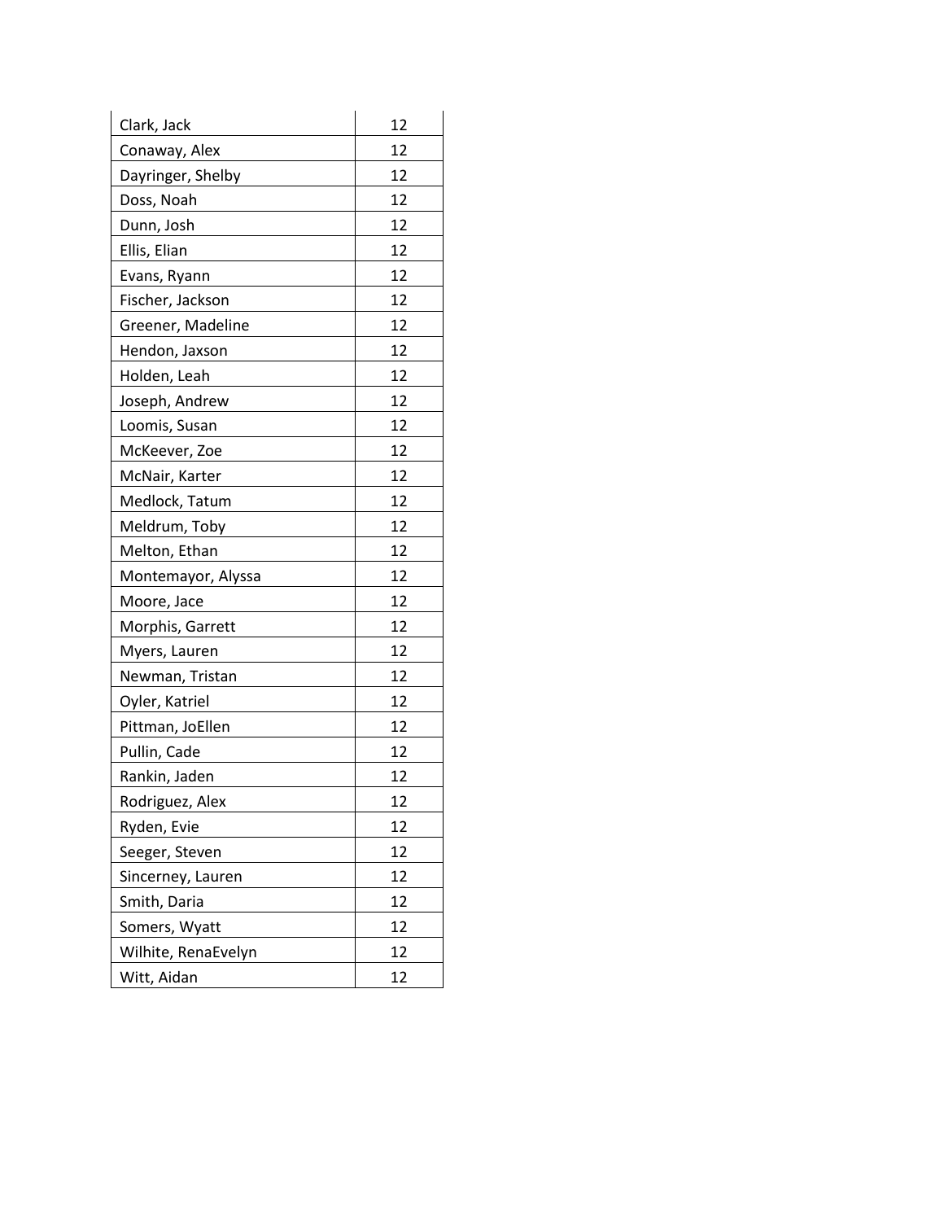| | |
|---|---|
| Clark, Jack | 12 |
| Conaway, Alex | 12 |
| Dayringer, Shelby | 12 |
| Doss, Noah | 12 |
| Dunn, Josh | 12 |
| Ellis, Elian | 12 |
| Evans, Ryann | 12 |
| Fischer, Jackson | 12 |
| Greener, Madeline | 12 |
| Hendon, Jaxson | 12 |
| Holden, Leah | 12 |
| Joseph, Andrew | 12 |
| Loomis, Susan | 12 |
| McKeever, Zoe | 12 |
| McNair, Karter | 12 |
| Medlock, Tatum | 12 |
| Meldrum, Toby | 12 |
| Melton, Ethan | 12 |
| Montemayor, Alyssa | 12 |
| Moore, Jace | 12 |
| Morphis, Garrett | 12 |
| Myers, Lauren | 12 |
| Newman, Tristan | 12 |
| Oyler, Katriel | 12 |
| Pittman, JoEllen | 12 |
| Pullin, Cade | 12 |
| Rankin, Jaden | 12 |
| Rodriguez, Alex | 12 |
| Ryden, Evie | 12 |
| Seeger, Steven | 12 |
| Sincerney, Lauren | 12 |
| Smith, Daria | 12 |
| Somers, Wyatt | 12 |
| Wilhite, RenaEvelyn | 12 |
| Witt, Aidan | 12 |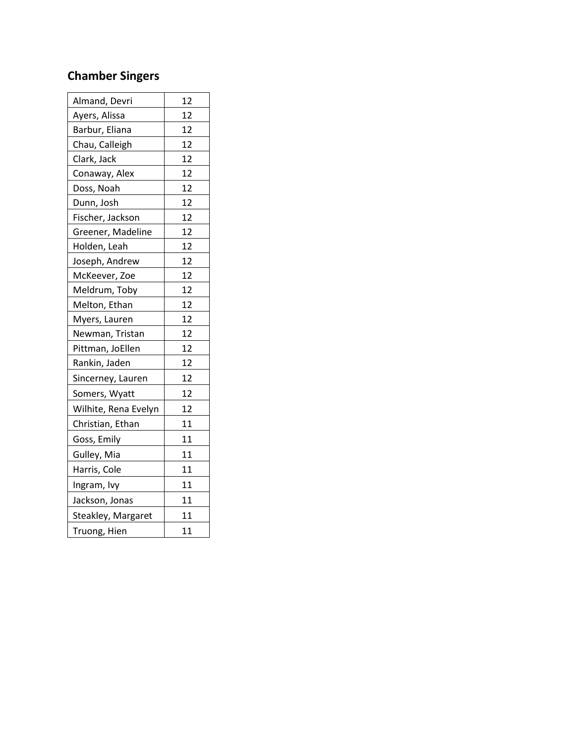## Chamber Singers

| | |
|---|---|
| Almand, Devri | 12 |
| Ayers, Alissa | 12 |
| Barbur, Eliana | 12 |
| Chau, Calleigh | 12 |
| Clark, Jack | 12 |
| Conaway, Alex | 12 |
| Doss, Noah | 12 |
| Dunn, Josh | 12 |
| Fischer, Jackson | 12 |
| Greener, Madeline | 12 |
| Holden, Leah | 12 |
| Joseph, Andrew | 12 |
| McKeever, Zoe | 12 |
| Meldrum, Toby | 12 |
| Melton, Ethan | 12 |
| Myers, Lauren | 12 |
| Newman, Tristan | 12 |
| Pittman, JoEllen | 12 |
| Rankin, Jaden | 12 |
| Sincerney, Lauren | 12 |
| Somers, Wyatt | 12 |
| Wilhite, Rena Evelyn | 12 |
| Christian, Ethan | 11 |
| Goss, Emily | 11 |
| Gulley, Mia | 11 |
| Harris, Cole | 11 |
| Ingram, Ivy | 11 |
| Jackson, Jonas | 11 |
| Steakley, Margaret | 11 |
| Truong, Hien | 11 |